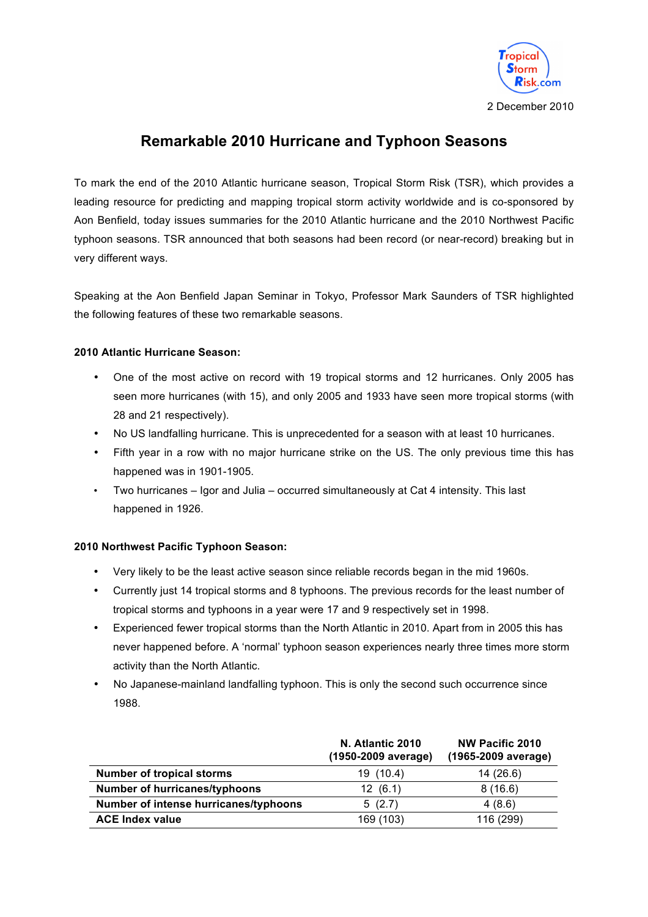Tropical Storm Risk.com

2 December 2010

# Remarkable 2010 Hurricane and Typhoon Seasons

To mark the end of the 2010 Atlantic hurricane season, Tropical Storm Risk (TSR), which provides a leading resource for predicting and mapping tropical storm activity worldwide and is co-sponsored by Aon Benfield, today issues summaries for the 2010 Atlantic hurricane and the 2010 Northwest Pacific typhoon seasons. TSR announced that both seasons had been record (or near-record) breaking but in very different ways.

Speaking at the Aon Benfield Japan Seminar in Tokyo, Professor Mark Saunders of TSR highlighted the following features of these two remarkable seasons.

**2010 Atlantic Hurricane Season:**

- One of the most active on record with 19 tropical storms and 12 hurricanes. Only 2005 has seen more hurricanes (with 15), and only 2005 and 1933 have seen more tropical storms (with 28 and 21 respectively).
- No US landfalling hurricane. This is unprecedented for a season with at least 10 hurricanes.
- Fifth year in a row with no major hurricane strike on the US. The only previous time this has happened was in 1901-1905.
- Two hurricanes – Igor and Julia – occurred simultaneously at Cat 4 intensity. This last happened in 1926.

**2010 Northwest Pacific Typhoon Season:**

- Very likely to be the least active season since reliable records began in the mid 1960s.
- Currently just 14 tropical storms and 8 typhoons. The previous records for the least number of tropical storms and typhoons in a year were 17 and 9 respectively set in 1998.
- Experienced fewer tropical storms than the North Atlantic in 2010. Apart from in 2005 this has never happened before. A 'normal' typhoon season experiences nearly three times more storm activity than the North Atlantic.
- No Japanese-mainland landfalling typhoon. This is only the second such occurrence since 1988.

| | N. Atlantic 2010 (1950-2009 average) | NW Pacific 2010 (1965-2009 average) |
|---|---|---|
| **Number of tropical storms** | 19 (10.4) | 14 (26.6) |
| **Number of hurricanes/typhoons** | 12 (6.1) | 8 (16.6) |
| **Number of intense hurricanes/typhoons** | 5 (2.7) | 4 (8.6) |
| **ACE Index value** | 169 (103) | 116 (299) |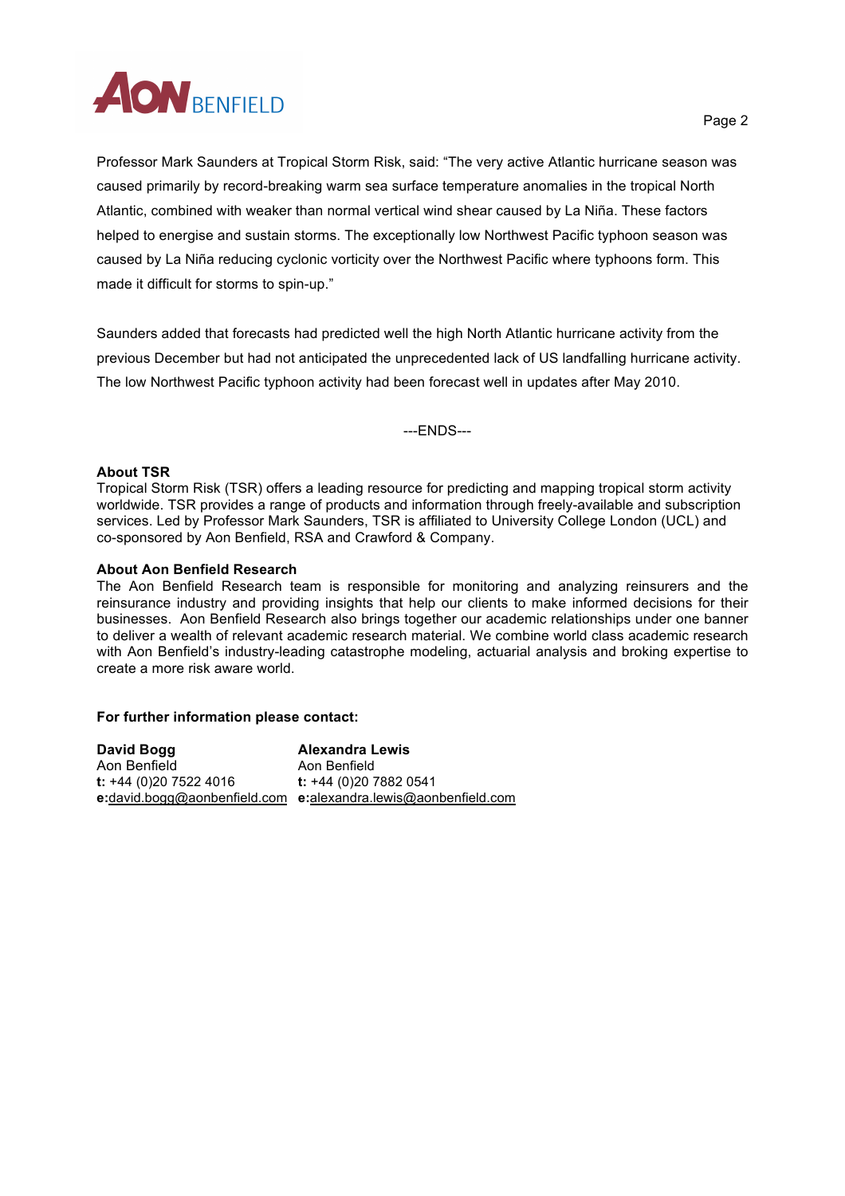Professor Mark Saunders at Tropical Storm Risk, said: "The very active Atlantic hurricane season was caused primarily by record-breaking warm sea surface temperature anomalies in the tropical North Atlantic, combined with weaker than normal vertical wind shear caused by La Niña. These factors helped to energise and sustain storms. The exceptionally low Northwest Pacific typhoon season was caused by La Niña reducing cyclonic vorticity over the Northwest Pacific where typhoons form. This made it difficult for storms to spin-up."

Saunders added that forecasts had predicted well the high North Atlantic hurricane activity from the previous December but had not anticipated the unprecedented lack of US landfalling hurricane activity. The low Northwest Pacific typhoon activity had been forecast well in updates after May 2010.

---ENDS---

**About TSR**
Tropical Storm Risk (TSR) offers a leading resource for predicting and mapping tropical storm activity worldwide. TSR provides a range of products and information through freely-available and subscription services. Led by Professor Mark Saunders, TSR is affiliated to University College London (UCL) and co-sponsored by Aon Benfield, RSA and Crawford & Company.

**About Aon Benfield Research**
The Aon Benfield Research team is responsible for monitoring and analyzing reinsurers and the reinsurance industry and providing insights that help our clients to make informed decisions for their businesses. Aon Benfield Research also brings together our academic relationships under one banner to deliver a wealth of relevant academic research material. We combine world class academic research with Aon Benfield's industry-leading catastrophe modeling, actuarial analysis and broking expertise to create a more risk aware world.

**For further information please contact:**

**David Bogg**
Aon Benfield
**t:** +44 (0)20 7522 4016
**e:**david.bogg@aonbenfield.com

**Alexandra Lewis**
Aon Benfield
**t:** +44 (0)20 7882 0541
**e:**alexandra.lewis@aonbenfield.com